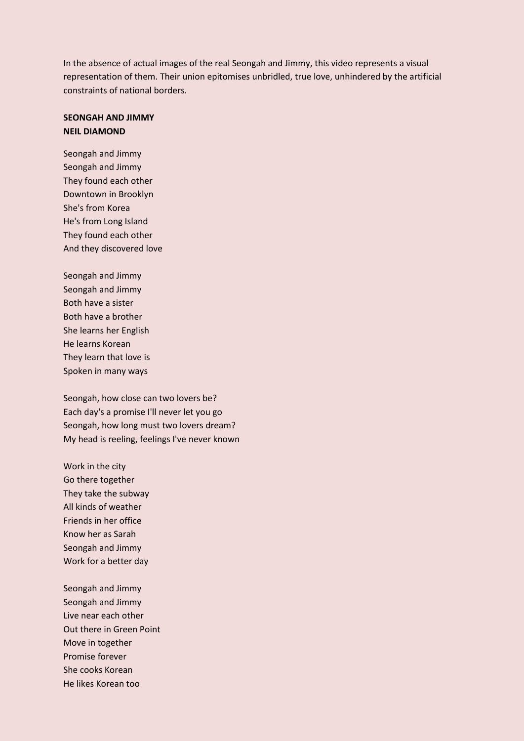In the absence of actual images of the real Seongah and Jimmy, this video represents a visual representation of them. Their union epitomises unbridled, true love, unhindered by the artificial constraints of national borders.

**SEONGAH AND JIMMY**
**NEIL DIAMOND**

Seongah and Jimmy
Seongah and Jimmy
They found each other
Downtown in Brooklyn
She's from Korea
He's from Long Island
They found each other
And they discovered love

Seongah and Jimmy
Seongah and Jimmy
Both have a sister
Both have a brother
She learns her English
He learns Korean
They learn that love is
Spoken in many ways

Seongah, how close can two lovers be?
Each day's a promise I'll never let you go
Seongah, how long must two lovers dream?
My head is reeling, feelings I've never known

Work in the city
Go there together
They take the subway
All kinds of weather
Friends in her office
Know her as Sarah
Seongah and Jimmy
Work for a better day

Seongah and Jimmy
Seongah and Jimmy
Live near each other
Out there in Green Point
Move in together
Promise forever
She cooks Korean
He likes Korean too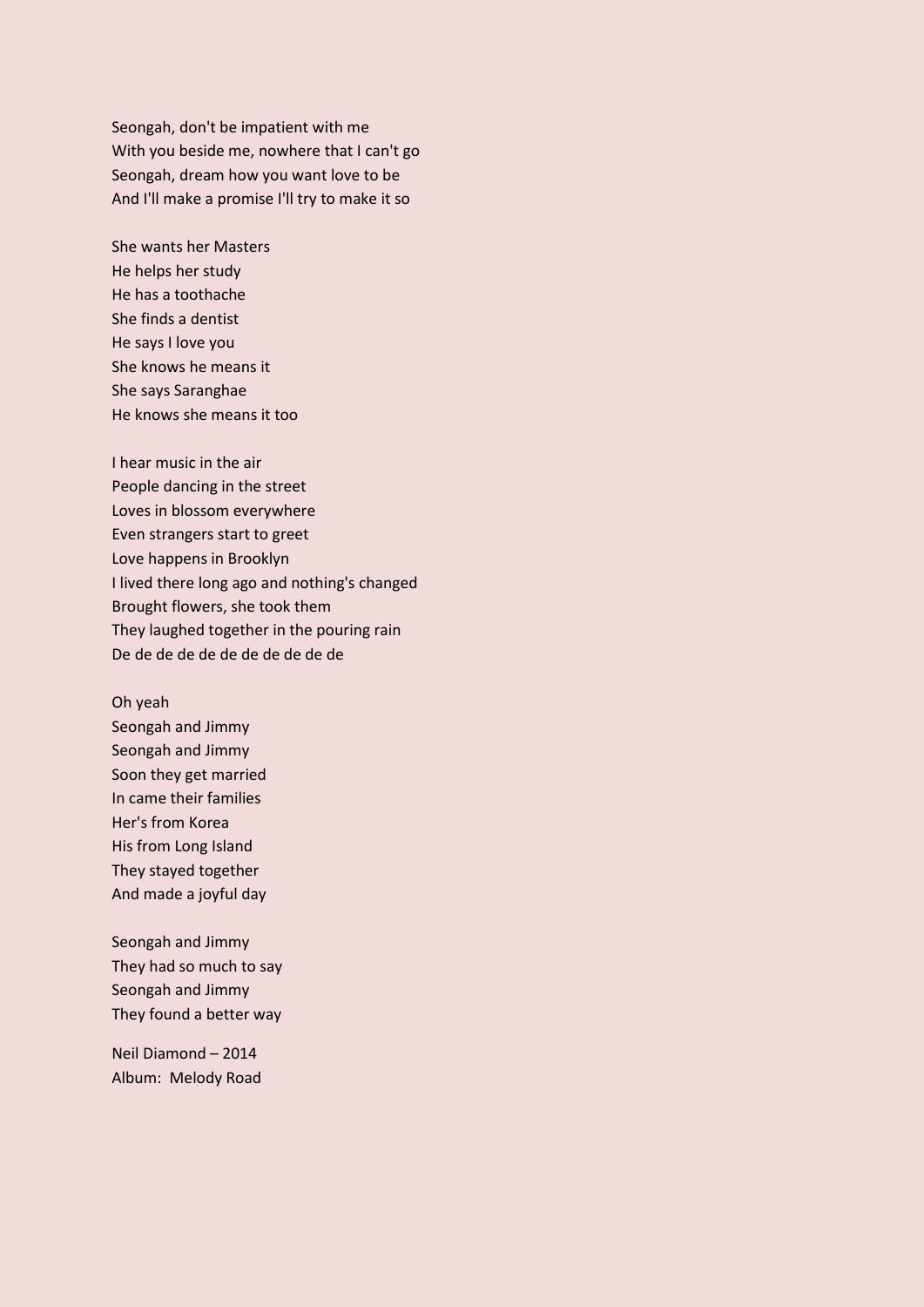Seongah, don't be impatient with me
With you beside me, nowhere that I can't go
Seongah, dream how you want love to be
And I'll make a promise I'll try to make it so

She wants her Masters
He helps her study
He has a toothache
She finds a dentist
He says I love you
She knows he means it
She says Saranghae
He knows she means it too

I hear music in the air
People dancing in the street
Loves in blossom everywhere
Even strangers start to greet
Love happens in Brooklyn
I lived there long ago and nothing's changed
Brought flowers, she took them
They laughed together in the pouring rain
De de de de de de de de de de de

Oh yeah
Seongah and Jimmy
Seongah and Jimmy
Soon they get married
In came their families
Her's from Korea
His from Long Island
They stayed together
And made a joyful day

Seongah and Jimmy
They had so much to say
Seongah and Jimmy
They found a better way

Neil Diamond – 2014
Album: Melody Road